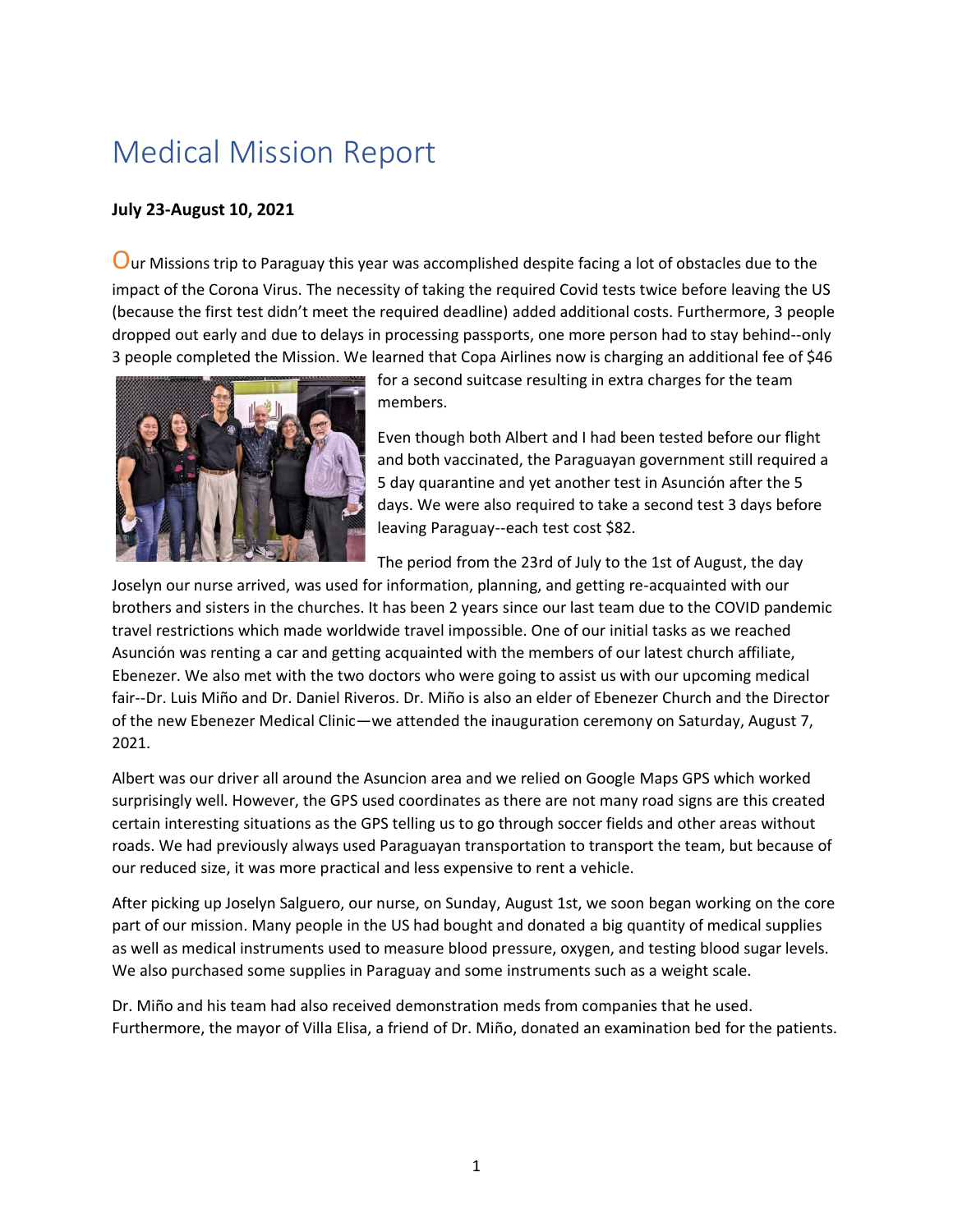# Medical Mission Report

**July 23-August 10, 2021**

Our Missions trip to Paraguay this year was accomplished despite facing a lot of obstacles due to the impact of the Corona Virus. The necessity of taking the required Covid tests twice before leaving the US (because the first test didn't meet the required deadline) added additional costs. Furthermore, 3 people dropped out early and due to delays in processing passports, one more person had to stay behind--only 3 people completed the Mission. We learned that Copa Airlines now is charging an additional fee of $46 for a second suitcase resulting in extra charges for the team members.

Even though both Albert and I had been tested before our flight and both vaccinated, the Paraguayan government still required a 5 day quarantine and yet another test in Asunción after the 5 days. We were also required to take a second test 3 days before leaving Paraguay--each test cost $82.

The period from the 23rd of July to the 1st of August, the day Joselyn our nurse arrived, was used for information, planning, and getting re-acquainted with our brothers and sisters in the churches. It has been 2 years since our last team due to the COVID pandemic travel restrictions which made worldwide travel impossible. One of our initial tasks as we reached Asunción was renting a car and getting acquainted with the members of our latest church affiliate, Ebenezer. We also met with the two doctors who were going to assist us with our upcoming medical fair--Dr. Luis Miño and Dr. Daniel Riveros. Dr. Miño is also an elder of Ebenezer Church and the Director of the new Ebenezer Medical Clinic—we attended the inauguration ceremony on Saturday, August 7, 2021.

Albert was our driver all around the Asuncion area and we relied on Google Maps GPS which worked surprisingly well. However, the GPS used coordinates as there are not many road signs are this created certain interesting situations as the GPS telling us to go through soccer fields and other areas without roads. We had previously always used Paraguayan transportation to transport the team, but because of our reduced size, it was more practical and less expensive to rent a vehicle.

After picking up Joselyn Salguero, our nurse, on Sunday, August 1st, we soon began working on the core part of our mission. Many people in the US had bought and donated a big quantity of medical supplies as well as medical instruments used to measure blood pressure, oxygen, and testing blood sugar levels. We also purchased some supplies in Paraguay and some instruments such as a weight scale.

Dr. Miño and his team had also received demonstration meds from companies that he used. Furthermore, the mayor of Villa Elisa, a friend of Dr. Miño, donated an examination bed for the patients.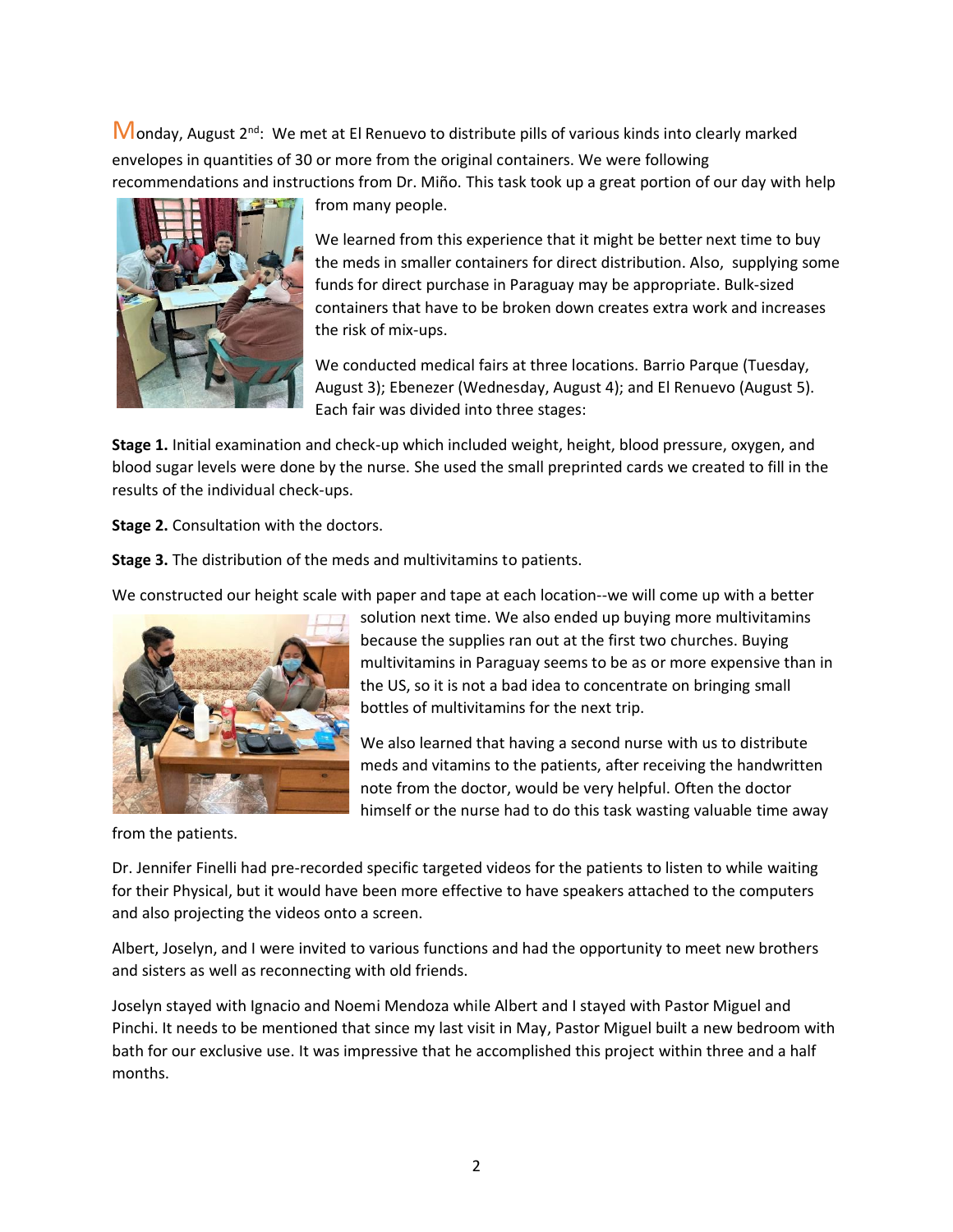Monday, August 2nd: We met at El Renuevo to distribute pills of various kinds into clearly marked envelopes in quantities of 30 or more from the original containers. We were following recommendations and instructions from Dr. Miño. This task took up a great portion of our day with help from many people.

We learned from this experience that it might be better next time to buy the meds in smaller containers for direct distribution. Also, supplying some funds for direct purchase in Paraguay may be appropriate. Bulk-sized containers that have to be broken down creates extra work and increases the risk of mix-ups.

We conducted medical fairs at three locations. Barrio Parque (Tuesday, August 3); Ebenezer (Wednesday, August 4); and El Renuevo (August 5). Each fair was divided into three stages:

**Stage 1.** Initial examination and check-up which included weight, height, blood pressure, oxygen, and blood sugar levels were done by the nurse. She used the small preprinted cards we created to fill in the results of the individual check-ups.

**Stage 2.** Consultation with the doctors.

**Stage 3.** The distribution of the meds and multivitamins to patients.

We constructed our height scale with paper and tape at each location--we will come up with a better solution next time. We also ended up buying more multivitamins because the supplies ran out at the first two churches. Buying multivitamins in Paraguay seems to be as or more expensive than in the US, so it is not a bad idea to concentrate on bringing small bottles of multivitamins for the next trip.

We also learned that having a second nurse with us to distribute meds and vitamins to the patients, after receiving the handwritten note from the doctor, would be very helpful. Often the doctor himself or the nurse had to do this task wasting valuable time away from the patients.

Dr. Jennifer Finelli had pre-recorded specific targeted videos for the patients to listen to while waiting for their Physical, but it would have been more effective to have speakers attached to the computers and also projecting the videos onto a screen.

Albert, Joselyn, and I were invited to various functions and had the opportunity to meet new brothers and sisters as well as reconnecting with old friends.

Joselyn stayed with Ignacio and Noemi Mendoza while Albert and I stayed with Pastor Miguel and Pinchi. It needs to be mentioned that since my last visit in May, Pastor Miguel built a new bedroom with bath for our exclusive use. It was impressive that he accomplished this project within three and a half months.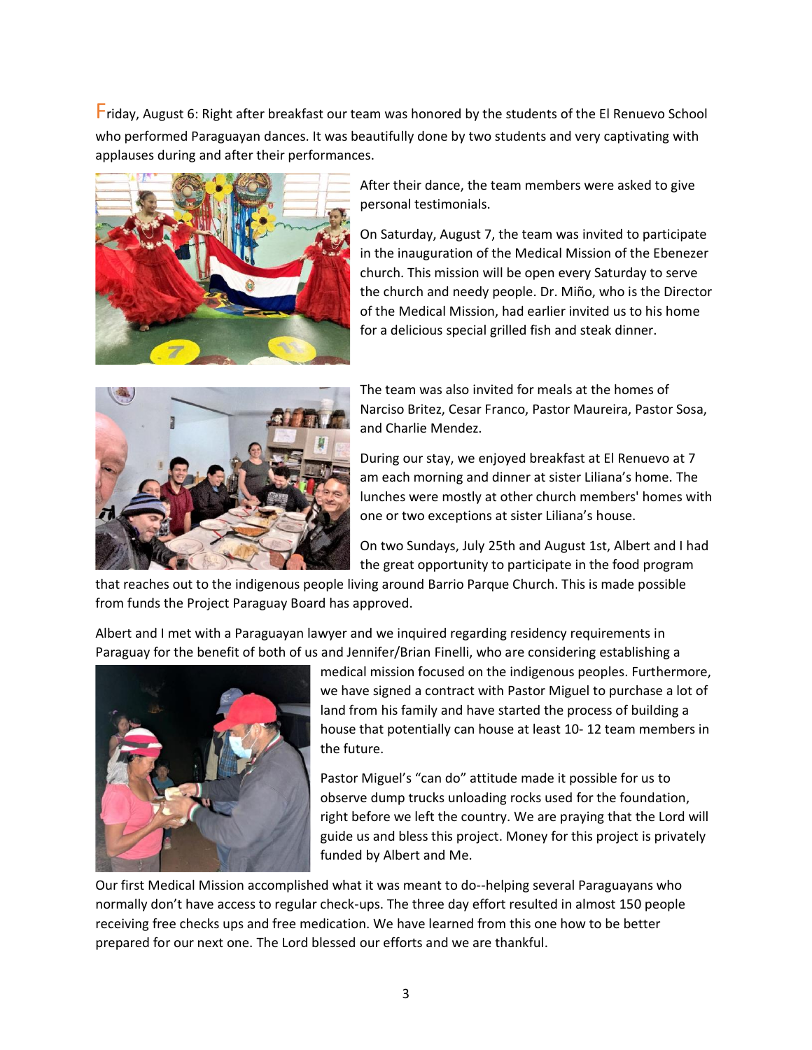Friday, August 6: Right after breakfast our team was honored by the students of the El Renuevo School who performed Paraguayan dances. It was beautifully done by two students and very captivating with applauses during and after their performances.

After their dance, the team members were asked to give personal testimonials.

On Saturday, August 7, the team was invited to participate in the inauguration of the Medical Mission of the Ebenezer church. This mission will be open every Saturday to serve the church and needy people. Dr. Miño, who is the Director of the Medical Mission, had earlier invited us to his home for a delicious special grilled fish and steak dinner.

The team was also invited for meals at the homes of Narciso Britez, Cesar Franco, Pastor Maureira, Pastor Sosa, and Charlie Mendez.

During our stay, we enjoyed breakfast at El Renuevo at 7 am each morning and dinner at sister Liliana's home. The lunches were mostly at other church members' homes with one or two exceptions at sister Liliana's house.

On two Sundays, July 25th and August 1st, Albert and I had the great opportunity to participate in the food program that reaches out to the indigenous people living around Barrio Parque Church. This is made possible from funds the Project Paraguay Board has approved.

Albert and I met with a Paraguayan lawyer and we inquired regarding residency requirements in Paraguay for the benefit of both of us and Jennifer/Brian Finelli, who are considering establishing a medical mission focused on the indigenous peoples. Furthermore, we have signed a contract with Pastor Miguel to purchase a lot of land from his family and have started the process of building a house that potentially can house at least 10- 12 team members in the future.

Pastor Miguel's "can do" attitude made it possible for us to observe dump trucks unloading rocks used for the foundation, right before we left the country. We are praying that the Lord will guide us and bless this project. Money for this project is privately funded by Albert and Me.

Our first Medical Mission accomplished what it was meant to do--helping several Paraguayans who normally don't have access to regular check-ups. The three day effort resulted in almost 150 people receiving free checks ups and free medication. We have learned from this one how to be better prepared for our next one. The Lord blessed our efforts and we are thankful.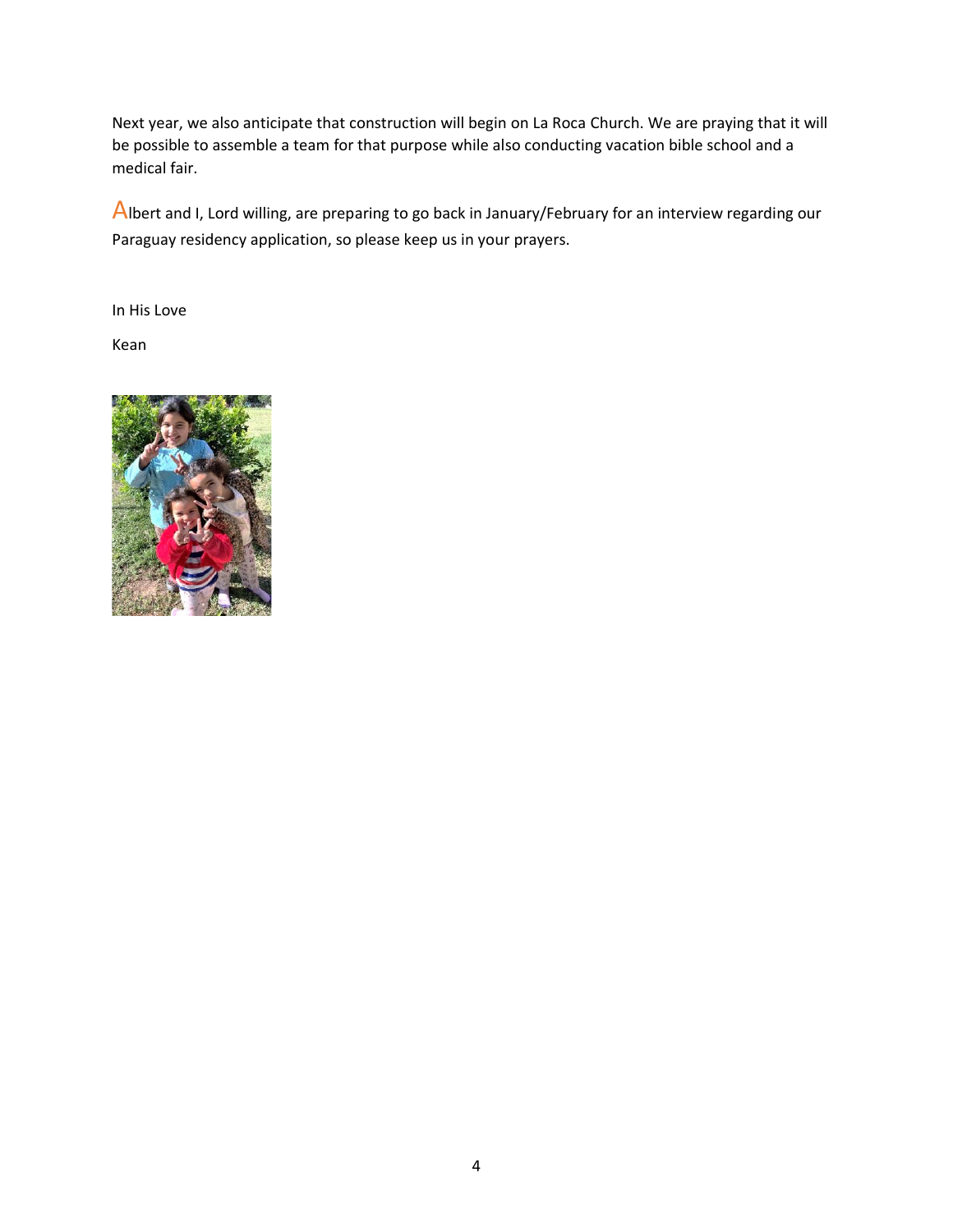Next year, we also anticipate that construction will begin on La Roca Church. We are praying that it will be possible to assemble a team for that purpose while also conducting vacation bible school and a medical fair.

Albert and I, Lord willing, are preparing to go back in January/February for an interview regarding our Paraguay residency application, so please keep us in your prayers.

In His Love

Kean